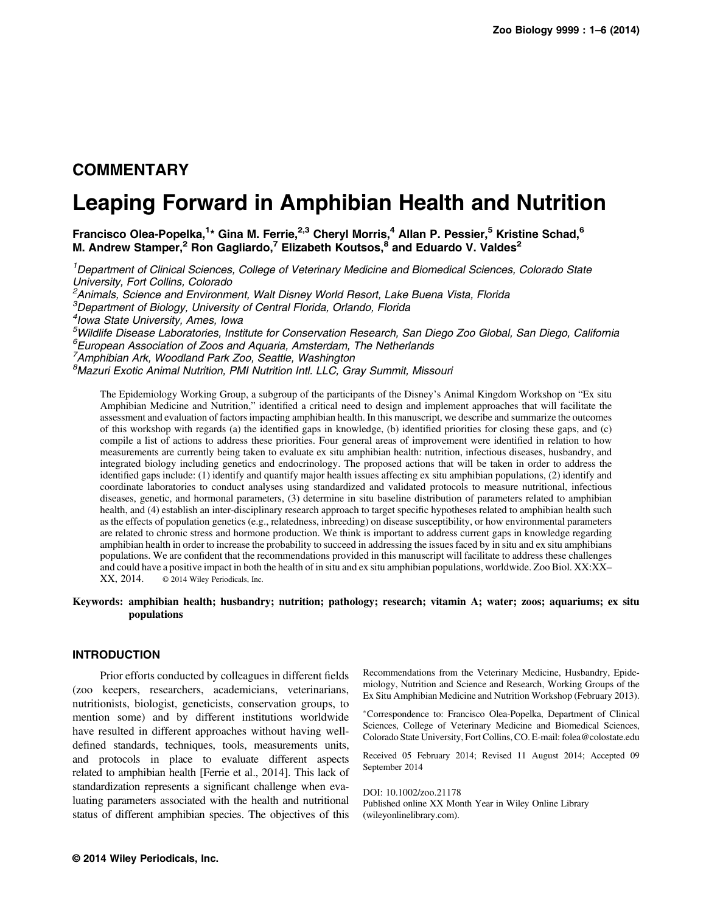## COMMENTARY

# Leaping Forward in Amphibian Health and Nutrition

**Francisco Olea-Popelka,[1]* Gina M. Ferrie,[2,3] Cheryl Morris,[4] Allan P. Pessier,[5] Kristine Schad,[6] M. Andrew Stamper,[2] Ron Gagliardo,[7] Elizabeth Koutsos,[8] and Eduardo V. Valdes[2]**

[1]*Department of Clinical Sciences, College of Veterinary Medicine and Biomedical Sciences, Colorado State University, Fort Collins, Colorado*
[2]*Animals, Science and Environment, Walt Disney World Resort, Lake Buena Vista, Florida*
[3]*Department of Biology, University of Central Florida, Orlando, Florida*
[4]*Iowa State University, Ames, Iowa*
[5]*Wildlife Disease Laboratories, Institute for Conservation Research, San Diego Zoo Global, San Diego, California*
[6]*European Association of Zoos and Aquaria, Amsterdam, The Netherlands*
[7]*Amphibian Ark, Woodland Park Zoo, Seattle, Washington*
[8]*Mazuri Exotic Animal Nutrition, PMI Nutrition Intl. LLC, Gray Summit, Missouri*

The Epidemiology Working Group, a subgroup of the participants of the Disney's Animal Kingdom Workshop on "Ex situ Amphibian Medicine and Nutrition," identified a critical need to design and implement approaches that will facilitate the assessment and evaluation of factors impacting amphibian health. In this manuscript, we describe and summarize the outcomes of this workshop with regards (a) the identified gaps in knowledge, (b) identified priorities for closing these gaps, and (c) compile a list of actions to address these priorities. Four general areas of improvement were identified in relation to how measurements are currently being taken to evaluate ex situ amphibian health: nutrition, infectious diseases, husbandry, and integrated biology including genetics and endocrinology. The proposed actions that will be taken in order to address the identified gaps include: (1) identify and quantify major health issues affecting ex situ amphibian populations, (2) identify and coordinate laboratories to conduct analyses using standardized and validated protocols to measure nutritional, infectious diseases, genetic, and hormonal parameters, (3) determine in situ baseline distribution of parameters related to amphibian health, and (4) establish an inter-disciplinary research approach to target specific hypotheses related to amphibian health such as the effects of population genetics (e.g., relatedness, inbreeding) on disease susceptibility, or how environmental parameters are related to chronic stress and hormone production. We think is important to address current gaps in knowledge regarding amphibian health in order to increase the probability to succeed in addressing the issues faced by in situ and ex situ amphibians populations. We are confident that the recommendations provided in this manuscript will facilitate to address these challenges and could have a positive impact in both the health of in situ and ex situ amphibian populations, worldwide. Zoo Biol. XX:XX–XX, 2014. © 2014 Wiley Periodicals, Inc.

**Keywords: amphibian health; husbandry; nutrition; pathology; research; vitamin A; water; zoos; aquariums; ex situ populations**

## INTRODUCTION

Prior efforts conducted by colleagues in different fields (zoo keepers, researchers, academicians, veterinarians, nutritionists, biologist, geneticists, conservation groups, to mention some) and by different institutions worldwide have resulted in different approaches without having well-defined standards, techniques, tools, measurements units, and protocols in place to evaluate different aspects related to amphibian health [Ferrie et al., 2014]. This lack of standardization represents a significant challenge when evaluating parameters associated with the health and nutritional status of different amphibian species. The objectives of this

Recommendations from the Veterinary Medicine, Husbandry, Epidemiology, Nutrition and Science and Research, Working Groups of the Ex Situ Amphibian Medicine and Nutrition Workshop (February 2013).

*Correspondence to: Francisco Olea-Popelka, Department of Clinical Sciences, College of Veterinary Medicine and Biomedical Sciences, Colorado State University, Fort Collins, CO. E-mail: folea@colostate.edu

Received 05 February 2014; Revised 11 August 2014; Accepted 09 September 2014

DOI: 10.1002/zoo.21178
Published online XX Month Year in Wiley Online Library (wileyonlinelibrary.com).

© 2014 Wiley Periodicals, Inc.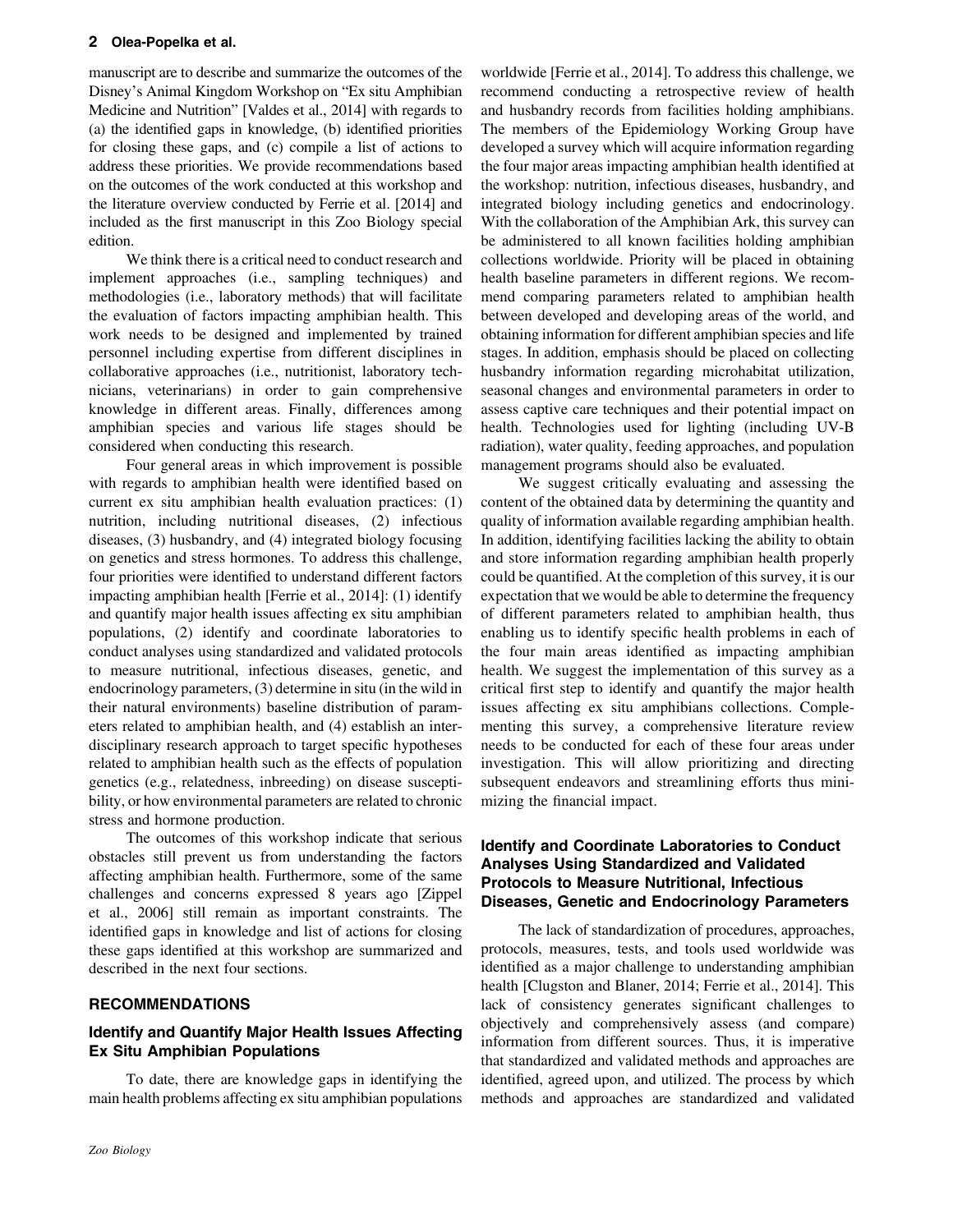manuscript are to describe and summarize the outcomes of the Disney's Animal Kingdom Workshop on "Ex situ Amphibian Medicine and Nutrition" [Valdes et al., 2014] with regards to (a) the identified gaps in knowledge, (b) identified priorities for closing these gaps, and (c) compile a list of actions to address these priorities. We provide recommendations based on the outcomes of the work conducted at this workshop and the literature overview conducted by Ferrie et al. [2014] and included as the first manuscript in this Zoo Biology special edition.

We think there is a critical need to conduct research and implement approaches (i.e., sampling techniques) and methodologies (i.e., laboratory methods) that will facilitate the evaluation of factors impacting amphibian health. This work needs to be designed and implemented by trained personnel including expertise from different disciplines in collaborative approaches (i.e., nutritionist, laboratory technicians, veterinarians) in order to gain comprehensive knowledge in different areas. Finally, differences among amphibian species and various life stages should be considered when conducting this research.

Four general areas in which improvement is possible with regards to amphibian health were identified based on current ex situ amphibian health evaluation practices: (1) nutrition, including nutritional diseases, (2) infectious diseases, (3) husbandry, and (4) integrated biology focusing on genetics and stress hormones. To address this challenge, four priorities were identified to understand different factors impacting amphibian health [Ferrie et al., 2014]: (1) identify and quantify major health issues affecting ex situ amphibian populations, (2) identify and coordinate laboratories to conduct analyses using standardized and validated protocols to measure nutritional, infectious diseases, genetic, and endocrinology parameters, (3) determine in situ (in the wild in their natural environments) baseline distribution of parameters related to amphibian health, and (4) establish an interdisciplinary research approach to target specific hypotheses related to amphibian health such as the effects of population genetics (e.g., relatedness, inbreeding) on disease susceptibility, or how environmental parameters are related to chronic stress and hormone production.

The outcomes of this workshop indicate that serious obstacles still prevent us from understanding the factors affecting amphibian health. Furthermore, some of the same challenges and concerns expressed 8 years ago [Zippel et al., 2006] still remain as important constraints. The identified gaps in knowledge and list of actions for closing these gaps identified at this workshop are summarized and described in the next four sections.

## RECOMMENDATIONS

### Identify and Quantify Major Health Issues Affecting Ex Situ Amphibian Populations

To date, there are knowledge gaps in identifying the main health problems affecting ex situ amphibian populations worldwide [Ferrie et al., 2014]. To address this challenge, we recommend conducting a retrospective review of health and husbandry records from facilities holding amphibians. The members of the Epidemiology Working Group have developed a survey which will acquire information regarding the four major areas impacting amphibian health identified at the workshop: nutrition, infectious diseases, husbandry, and integrated biology including genetics and endocrinology. With the collaboration of the Amphibian Ark, this survey can be administered to all known facilities holding amphibian collections worldwide. Priority will be placed in obtaining health baseline parameters in different regions. We recommend comparing parameters related to amphibian health between developed and developing areas of the world, and obtaining information for different amphibian species and life stages. In addition, emphasis should be placed on collecting husbandry information regarding microhabitat utilization, seasonal changes and environmental parameters in order to assess captive care techniques and their potential impact on health. Technologies used for lighting (including UV-B radiation), water quality, feeding approaches, and population management programs should also be evaluated.

We suggest critically evaluating and assessing the content of the obtained data by determining the quantity and quality of information available regarding amphibian health. In addition, identifying facilities lacking the ability to obtain and store information regarding amphibian health properly could be quantified. At the completion of this survey, it is our expectation that we would be able to determine the frequency of different parameters related to amphibian health, thus enabling us to identify specific health problems in each of the four main areas identified as impacting amphibian health. We suggest the implementation of this survey as a critical first step to identify and quantify the major health issues affecting ex situ amphibians collections. Complementing this survey, a comprehensive literature review needs to be conducted for each of these four areas under investigation. This will allow prioritizing and directing subsequent endeavors and streamlining efforts thus minimizing the financial impact.

### Identify and Coordinate Laboratories to Conduct Analyses Using Standardized and Validated Protocols to Measure Nutritional, Infectious Diseases, Genetic and Endocrinology Parameters

The lack of standardization of procedures, approaches, protocols, measures, tests, and tools used worldwide was identified as a major challenge to understanding amphibian health [Clugston and Blaner, 2014; Ferrie et al., 2014]. This lack of consistency generates significant challenges to objectively and comprehensively assess (and compare) information from different sources. Thus, it is imperative that standardized and validated methods and approaches are identified, agreed upon, and utilized. The process by which methods and approaches are standardized and validated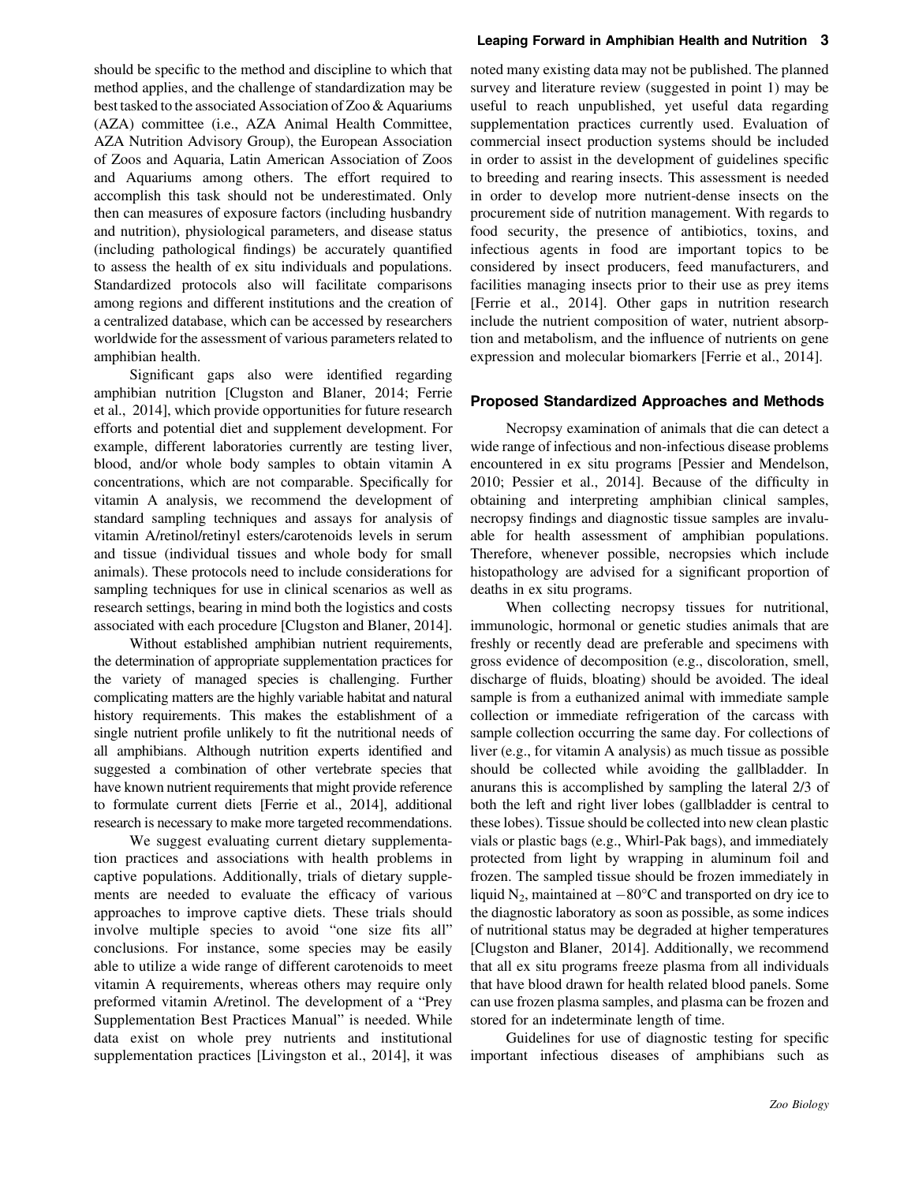should be specific to the method and discipline to which that method applies, and the challenge of standardization may be best tasked to the associated Association of Zoo & Aquariums (AZA) committee (i.e., AZA Animal Health Committee, AZA Nutrition Advisory Group), the European Association of Zoos and Aquaria, Latin American Association of Zoos and Aquariums among others. The effort required to accomplish this task should not be underestimated. Only then can measures of exposure factors (including husbandry and nutrition), physiological parameters, and disease status (including pathological findings) be accurately quantified to assess the health of ex situ individuals and populations. Standardized protocols also will facilitate comparisons among regions and different institutions and the creation of a centralized database, which can be accessed by researchers worldwide for the assessment of various parameters related to amphibian health.

Significant gaps also were identified regarding amphibian nutrition [Clugston and Blaner, 2014; Ferrie et al., 2014], which provide opportunities for future research efforts and potential diet and supplement development. For example, different laboratories currently are testing liver, blood, and/or whole body samples to obtain vitamin A concentrations, which are not comparable. Specifically for vitamin A analysis, we recommend the development of standard sampling techniques and assays for analysis of vitamin A/retinol/retinyl esters/carotenoids levels in serum and tissue (individual tissues and whole body for small animals). These protocols need to include considerations for sampling techniques for use in clinical scenarios as well as research settings, bearing in mind both the logistics and costs associated with each procedure [Clugston and Blaner, 2014].

Without established amphibian nutrient requirements, the determination of appropriate supplementation practices for the variety of managed species is challenging. Further complicating matters are the highly variable habitat and natural history requirements. This makes the establishment of a single nutrient profile unlikely to fit the nutritional needs of all amphibians. Although nutrition experts identified and suggested a combination of other vertebrate species that have known nutrient requirements that might provide reference to formulate current diets [Ferrie et al., 2014], additional research is necessary to make more targeted recommendations.

We suggest evaluating current dietary supplementation practices and associations with health problems in captive populations. Additionally, trials of dietary supplements are needed to evaluate the efficacy of various approaches to improve captive diets. These trials should involve multiple species to avoid "one size fits all" conclusions. For instance, some species may be easily able to utilize a wide range of different carotenoids to meet vitamin A requirements, whereas others may require only preformed vitamin A/retinol. The development of a "Prey Supplementation Best Practices Manual" is needed. While data exist on whole prey nutrients and institutional supplementation practices [Livingston et al., 2014], it was noted many existing data may not be published. The planned survey and literature review (suggested in point 1) may be useful to reach unpublished, yet useful data regarding supplementation practices currently used. Evaluation of commercial insect production systems should be included in order to assist in the development of guidelines specific to breeding and rearing insects. This assessment is needed in order to develop more nutrient-dense insects on the procurement side of nutrition management. With regards to food security, the presence of antibiotics, toxins, and infectious agents in food are important topics to be considered by insect producers, feed manufacturers, and facilities managing insects prior to their use as prey items [Ferrie et al., 2014]. Other gaps in nutrition research include the nutrient composition of water, nutrient absorption and metabolism, and the influence of nutrients on gene expression and molecular biomarkers [Ferrie et al., 2014].

## Proposed Standardized Approaches and Methods

Necropsy examination of animals that die can detect a wide range of infectious and non-infectious disease problems encountered in ex situ programs [Pessier and Mendelson, 2010; Pessier et al., 2014]. Because of the difficulty in obtaining and interpreting amphibian clinical samples, necropsy findings and diagnostic tissue samples are invaluable for health assessment of amphibian populations. Therefore, whenever possible, necropsies which include histopathology are advised for a significant proportion of deaths in ex situ programs.

When collecting necropsy tissues for nutritional, immunologic, hormonal or genetic studies animals that are freshly or recently dead are preferable and specimens with gross evidence of decomposition (e.g., discoloration, smell, discharge of fluids, bloating) should be avoided. The ideal sample is from a euthanized animal with immediate sample collection or immediate refrigeration of the carcass with sample collection occurring the same day. For collections of liver (e.g., for vitamin A analysis) as much tissue as possible should be collected while avoiding the gallbladder. In anurans this is accomplished by sampling the lateral 2/3 of both the left and right liver lobes (gallbladder is central to these lobes). Tissue should be collected into new clean plastic vials or plastic bags (e.g., Whirl-Pak bags), and immediately protected from light by wrapping in aluminum foil and frozen. The sampled tissue should be frozen immediately in liquid $N_2$, maintained at $-80°C$ and transported on dry ice to the diagnostic laboratory as soon as possible, as some indices of nutritional status may be degraded at higher temperatures [Clugston and Blaner, 2014]. Additionally, we recommend that all ex situ programs freeze plasma from all individuals that have blood drawn for health related blood panels. Some can use frozen plasma samples, and plasma can be frozen and stored for an indeterminate length of time.

Guidelines for use of diagnostic testing for specific important infectious diseases of amphibians such as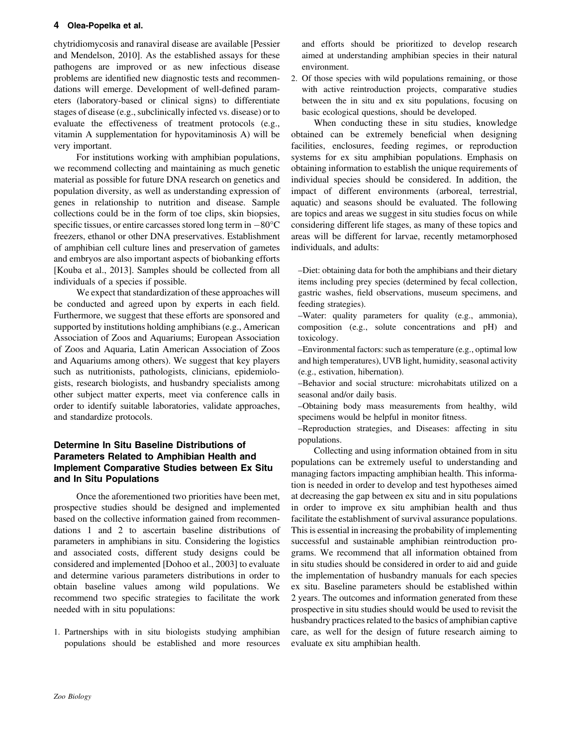chytridiomycosis and ranaviral disease are available [Pessier and Mendelson, 2010]. As the established assays for these pathogens are improved or as new infectious disease problems are identified new diagnostic tests and recommendations will emerge. Development of well-defined parameters (laboratory-based or clinical signs) to differentiate stages of disease (e.g., subclinically infected vs. disease) or to evaluate the effectiveness of treatment protocols (e.g., vitamin A supplementation for hypovitaminosis A) will be very important.

For institutions working with amphibian populations, we recommend collecting and maintaining as much genetic material as possible for future DNA research on genetics and population diversity, as well as understanding expression of genes in relationship to nutrition and disease. Sample collections could be in the form of toe clips, skin biopsies, specific tissues, or entire carcasses stored long term in −80°C freezers, ethanol or other DNA preservatives. Establishment of amphibian cell culture lines and preservation of gametes and embryos are also important aspects of biobanking efforts [Kouba et al., 2013]. Samples should be collected from all individuals of a species if possible.

We expect that standardization of these approaches will be conducted and agreed upon by experts in each field. Furthermore, we suggest that these efforts are sponsored and supported by institutions holding amphibians (e.g., American Association of Zoos and Aquariums; European Association of Zoos and Aquaria, Latin American Association of Zoos and Aquariums among others). We suggest that key players such as nutritionists, pathologists, clinicians, epidemiologists, research biologists, and husbandry specialists among other subject matter experts, meet via conference calls in order to identify suitable laboratories, validate approaches, and standardize protocols.

## Determine In Situ Baseline Distributions of Parameters Related to Amphibian Health and Implement Comparative Studies between Ex Situ and In Situ Populations

Once the aforementioned two priorities have been met, prospective studies should be designed and implemented based on the collective information gained from recommendations 1 and 2 to ascertain baseline distributions of parameters in amphibians in situ. Considering the logistics and associated costs, different study designs could be considered and implemented [Dohoo et al., 2003] to evaluate and determine various parameters distributions in order to obtain baseline values among wild populations. We recommend two specific strategies to facilitate the work needed with in situ populations:

1. Partnerships with in situ biologists studying amphibian populations should be established and more resources and efforts should be prioritized to develop research aimed at understanding amphibian species in their natural environment.
2. Of those species with wild populations remaining, or those with active reintroduction projects, comparative studies between the in situ and ex situ populations, focusing on basic ecological questions, should be developed.

When conducting these in situ studies, knowledge obtained can be extremely beneficial when designing facilities, enclosures, feeding regimes, or reproduction systems for ex situ amphibian populations. Emphasis on obtaining information to establish the unique requirements of individual species should be considered. In addition, the impact of different environments (arboreal, terrestrial, aquatic) and seasons should be evaluated. The following are topics and areas we suggest in situ studies focus on while considering different life stages, as many of these topics and areas will be different for larvae, recently metamorphosed individuals, and adults:

–Diet: obtaining data for both the amphibians and their dietary items including prey species (determined by fecal collection, gastric washes, field observations, museum specimens, and feeding strategies).

–Water: quality parameters for quality (e.g., ammonia), composition (e.g., solute concentrations and pH) and toxicology.

–Environmental factors: such as temperature (e.g., optimal low and high temperatures), UVB light, humidity, seasonal activity (e.g., estivation, hibernation).

–Behavior and social structure: microhabitats utilized on a seasonal and/or daily basis.

–Obtaining body mass measurements from healthy, wild specimens would be helpful in monitor fitness.

–Reproduction strategies, and Diseases: affecting in situ populations.

Collecting and using information obtained from in situ populations can be extremely useful to understanding and managing factors impacting amphibian health. This information is needed in order to develop and test hypotheses aimed at decreasing the gap between ex situ and in situ populations in order to improve ex situ amphibian health and thus facilitate the establishment of survival assurance populations. This is essential in increasing the probability of implementing successful and sustainable amphibian reintroduction programs. We recommend that all information obtained from in situ studies should be considered in order to aid and guide the implementation of husbandry manuals for each species ex situ. Baseline parameters should be established within 2 years. The outcomes and information generated from these prospective in situ studies should would be used to revisit the husbandry practices related to the basics of amphibian captive care, as well for the design of future research aiming to evaluate ex situ amphibian health.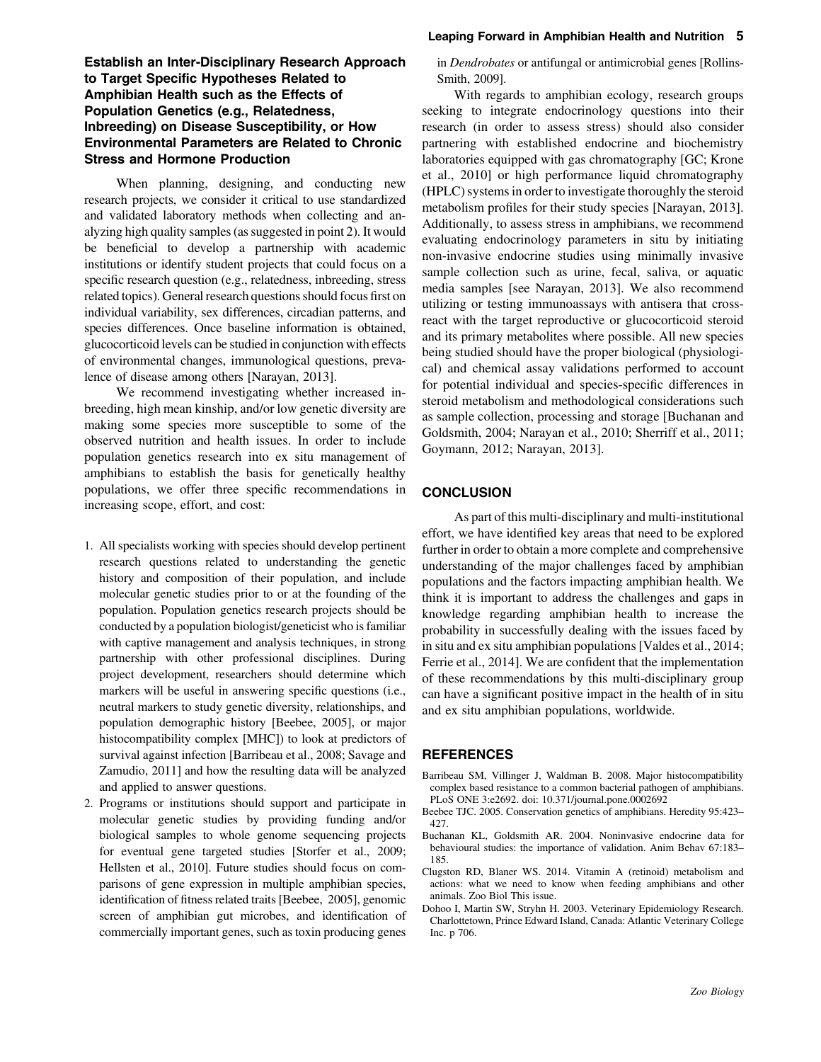### Establish an Inter-Disciplinary Research Approach to Target Specific Hypotheses Related to Amphibian Health such as the Effects of Population Genetics (e.g., Relatedness, Inbreeding) on Disease Susceptibility, or How Environmental Parameters are Related to Chronic Stress and Hormone Production

When planning, designing, and conducting new research projects, we consider it critical to use standardized and validated laboratory methods when collecting and analyzing high quality samples (as suggested in point 2). It would be beneficial to develop a partnership with academic institutions or identify student projects that could focus on a specific research question (e.g., relatedness, inbreeding, stress related topics). General research questions should focus first on individual variability, sex differences, circadian patterns, and species differences. Once baseline information is obtained, glucocorticoid levels can be studied in conjunction with effects of environmental changes, immunological questions, prevalence of disease among others [Narayan, 2013].

We recommend investigating whether increased inbreeding, high mean kinship, and/or low genetic diversity are making some species more susceptible to some of the observed nutrition and health issues. In order to include population genetics research into ex situ management of amphibians to establish the basis for genetically healthy populations, we offer three specific recommendations in increasing scope, effort, and cost:

1. All specialists working with species should develop pertinent research questions related to understanding the genetic history and composition of their population, and include molecular genetic studies prior to or at the founding of the population. Population genetics research projects should be conducted by a population biologist/geneticist who is familiar with captive management and analysis techniques, in strong partnership with other professional disciplines. During project development, researchers should determine which markers will be useful in answering specific questions (i.e., neutral markers to study genetic diversity, relationships, and population demographic history [Beebee, 2005], or major histocompatibility complex [MHC]) to look at predictors of survival against infection [Barribeau et al., 2008; Savage and Zamudio, 2011] and how the resulting data will be analyzed and applied to answer questions.
2. Programs or institutions should support and participate in molecular genetic studies by providing funding and/or biological samples to whole genome sequencing projects for eventual gene targeted studies [Storfer et al., 2009; Hellsten et al., 2010]. Future studies should focus on comparisons of gene expression in multiple amphibian species, identification of fitness related traits [Beebee, 2005], genomic screen of amphibian gut microbes, and identification of commercially important genes, such as toxin producing genes in *Dendrobates* or antifungal or antimicrobial genes [Rollins-Smith, 2009].

With regards to amphibian ecology, research groups seeking to integrate endocrinology questions into their research (in order to assess stress) should also consider partnering with established endocrine and biochemistry laboratories equipped with gas chromatography [GC; Krone et al., 2010] or high performance liquid chromatography (HPLC) systems in order to investigate thoroughly the steroid metabolism profiles for their study species [Narayan, 2013]. Additionally, to assess stress in amphibians, we recommend evaluating endocrinology parameters in situ by initiating non-invasive endocrine studies using minimally invasive sample collection such as urine, fecal, saliva, or aquatic media samples [see Narayan, 2013]. We also recommend utilizing or testing immunoassays with antisera that cross-react with the target reproductive or glucocorticoid steroid and its primary metabolites where possible. All new species being studied should have the proper biological (physiological) and chemical assay validations performed to account for potential individual and species-specific differences in steroid metabolism and methodological considerations such as sample collection, processing and storage [Buchanan and Goldsmith, 2004; Narayan et al., 2010; Sherriff et al., 2011; Goymann, 2012; Narayan, 2013].

## CONCLUSION

As part of this multi-disciplinary and multi-institutional effort, we have identified key areas that need to be explored further in order to obtain a more complete and comprehensive understanding of the major challenges faced by amphibian populations and the factors impacting amphibian health. We think it is important to address the challenges and gaps in knowledge regarding amphibian health to increase the probability in successfully dealing with the issues faced by in situ and ex situ amphibian populations [Valdes et al., 2014; Ferrie et al., 2014]. We are confident that the implementation of these recommendations by this multi-disciplinary group can have a significant positive impact in the health of in situ and ex situ amphibian populations, worldwide.

## REFERENCES

Barribeau SM, Villinger J, Waldman B. 2008. Major histocompatibility complex based resistance to a common bacterial pathogen of amphibians. PLoS ONE 3:e2692. doi: 10.371/journal.pone.0002692

Beebee TJC. 2005. Conservation genetics of amphibians. Heredity 95:423–427.

Buchanan KL, Goldsmith AR. 2004. Noninvasive endocrine data for behavioural studies: the importance of validation. Anim Behav 67:183–185.

Clugston RD, Blaner WS. 2014. Vitamin A (retinoid) metabolism and actions: what we need to know when feeding amphibians and other animals. Zoo Biol This issue.

Dohoo I, Martin SW, Stryhn H. 2003. Veterinary Epidemiology Research. Charlottetown, Prince Edward Island, Canada: Atlantic Veterinary College Inc. p 706.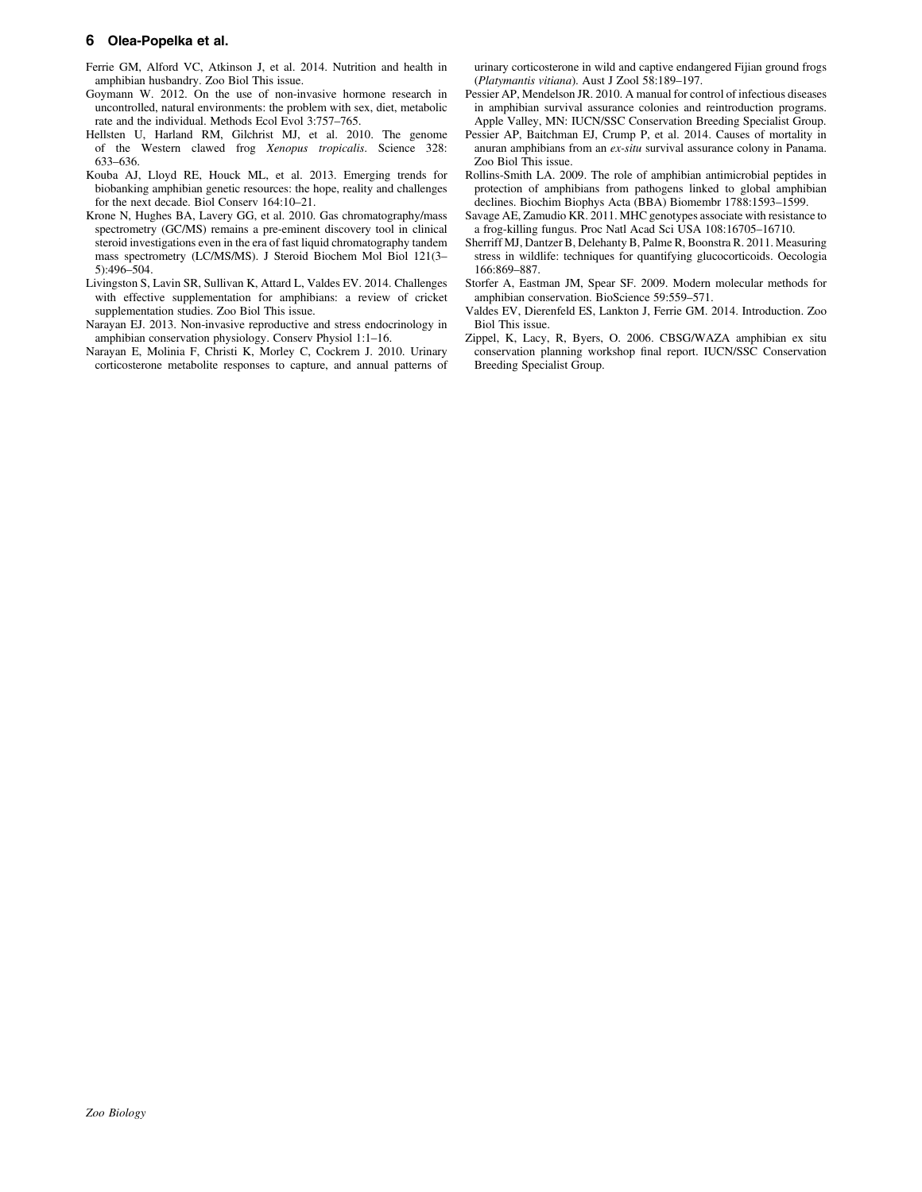Ferrie GM, Alford VC, Atkinson J, et al. 2014. Nutrition and health in amphibian husbandry. Zoo Biol This issue.

Goymann W. 2012. On the use of non-invasive hormone research in uncontrolled, natural environments: the problem with sex, diet, metabolic rate and the individual. Methods Ecol Evol 3:757–765.

Hellsten U, Harland RM, Gilchrist MJ, et al. 2010. The genome of the Western clawed frog *Xenopus tropicalis*. Science 328: 633–636.

Kouba AJ, Lloyd RE, Houck ML, et al. 2013. Emerging trends for biobanking amphibian genetic resources: the hope, reality and challenges for the next decade. Biol Conserv 164:10–21.

Krone N, Hughes BA, Lavery GG, et al. 2010. Gas chromatography/mass spectrometry (GC/MS) remains a pre-eminent discovery tool in clinical steroid investigations even in the era of fast liquid chromatography tandem mass spectrometry (LC/MS/MS). J Steroid Biochem Mol Biol 121(3–5):496–504.

Livingston S, Lavin SR, Sullivan K, Attard L, Valdes EV. 2014. Challenges with effective supplementation for amphibians: a review of cricket supplementation studies. Zoo Biol This issue.

Narayan EJ. 2013. Non-invasive reproductive and stress endocrinology in amphibian conservation physiology. Conserv Physiol 1:1–16.

Narayan E, Molinia F, Christi K, Morley C, Cockrem J. 2010. Urinary corticosterone metabolite responses to capture, and annual patterns of urinary corticosterone in wild and captive endangered Fijian ground frogs (*Platymantis vitiana*). Aust J Zool 58:189–197.

Pessier AP, Mendelson JR. 2010. A manual for control of infectious diseases in amphibian survival assurance colonies and reintroduction programs. Apple Valley, MN: IUCN/SSC Conservation Breeding Specialist Group.

Pessier AP, Baitchman EJ, Crump P, et al. 2014. Causes of mortality in anuran amphibians from an *ex-situ* survival assurance colony in Panama. Zoo Biol This issue.

Rollins-Smith LA. 2009. The role of amphibian antimicrobial peptides in protection of amphibians from pathogens linked to global amphibian declines. Biochim Biophys Acta (BBA) Biomembr 1788:1593–1599.

Savage AE, Zamudio KR. 2011. MHC genotypes associate with resistance to a frog-killing fungus. Proc Natl Acad Sci USA 108:16705–16710.

Sherriff MJ, Dantzer B, Delehanty B, Palme R, Boonstra R. 2011. Measuring stress in wildlife: techniques for quantifying glucocorticoids. Oecologia 166:869–887.

Storfer A, Eastman JM, Spear SF. 2009. Modern molecular methods for amphibian conservation. BioScience 59:559–571.

Valdes EV, Dierenfeld ES, Lankton J, Ferrie GM. 2014. Introduction. Zoo Biol This issue.

Zippel, K, Lacy, R, Byers, O. 2006. CBSG/WAZA amphibian ex situ conservation planning workshop final report. IUCN/SSC Conservation Breeding Specialist Group.